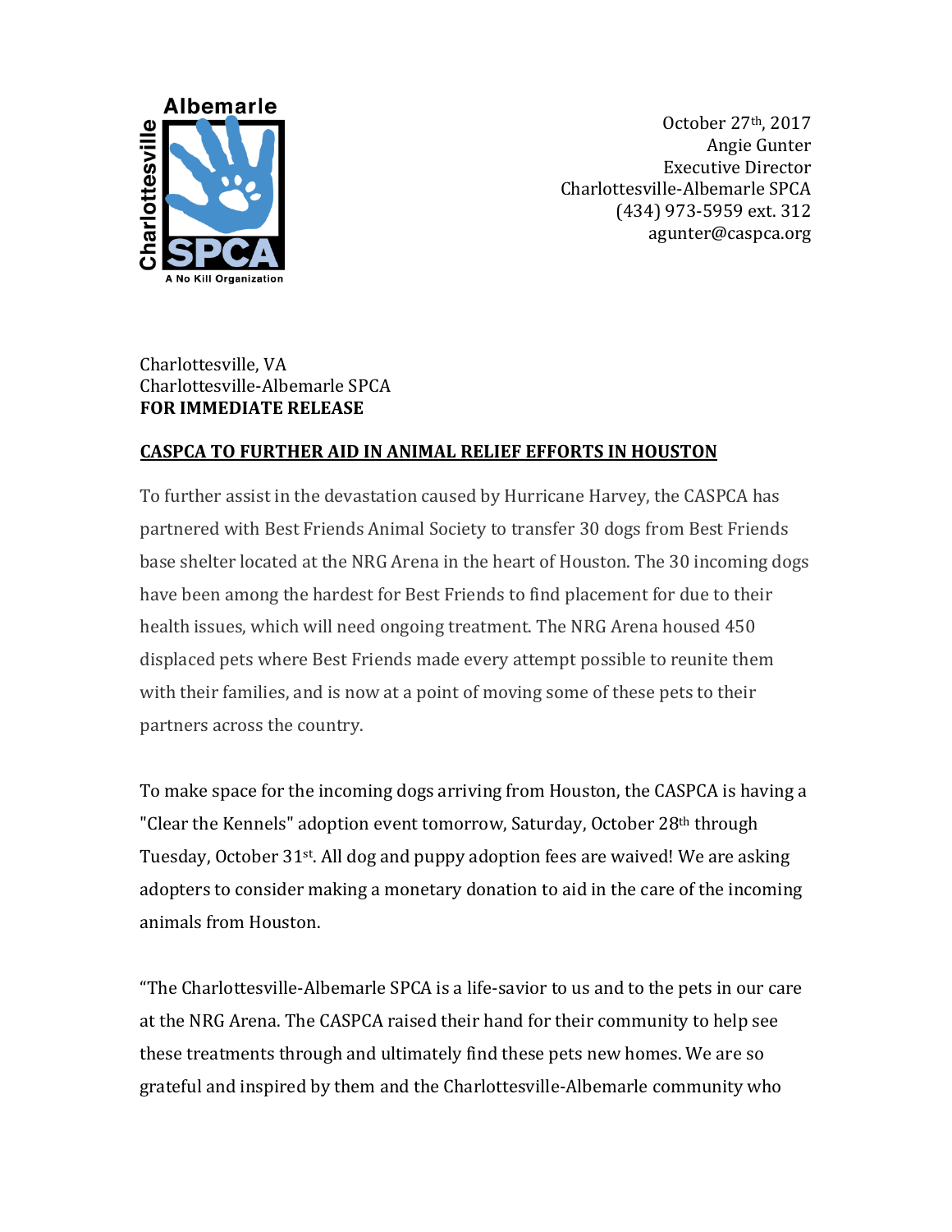October 27th, 2017
Angie Gunter
Executive Director
Charlottesville-Albemarle SPCA
(434) 973-5959 ext. 312
agunter@caspca.org

Charlottesville, VA
Charlottesville-Albemarle SPCA
**FOR IMMEDIATE RELEASE**

**CASPCA TO FURTHER AID IN ANIMAL RELIEF EFFORTS IN HOUSTON**

To further assist in the devastation caused by Hurricane Harvey, the CASPCA has partnered with Best Friends Animal Society to transfer 30 dogs from Best Friends base shelter located at the NRG Arena in the heart of Houston. The 30 incoming dogs have been among the hardest for Best Friends to find placement for due to their health issues, which will need ongoing treatment. The NRG Arena housed 450 displaced pets where Best Friends made every attempt possible to reunite them with their families, and is now at a point of moving some of these pets to their partners across the country.

To make space for the incoming dogs arriving from Houston, the CASPCA is having a "Clear the Kennels" adoption event tomorrow, Saturday, October 28th through Tuesday, October 31st. All dog and puppy adoption fees are waived! We are asking adopters to consider making a monetary donation to aid in the care of the incoming animals from Houston.

"The Charlottesville-Albemarle SPCA is a life-savior to us and to the pets in our care at the NRG Arena. The CASPCA raised their hand for their community to help see these treatments through and ultimately find these pets new homes. We are so grateful and inspired by them and the Charlottesville-Albemarle community who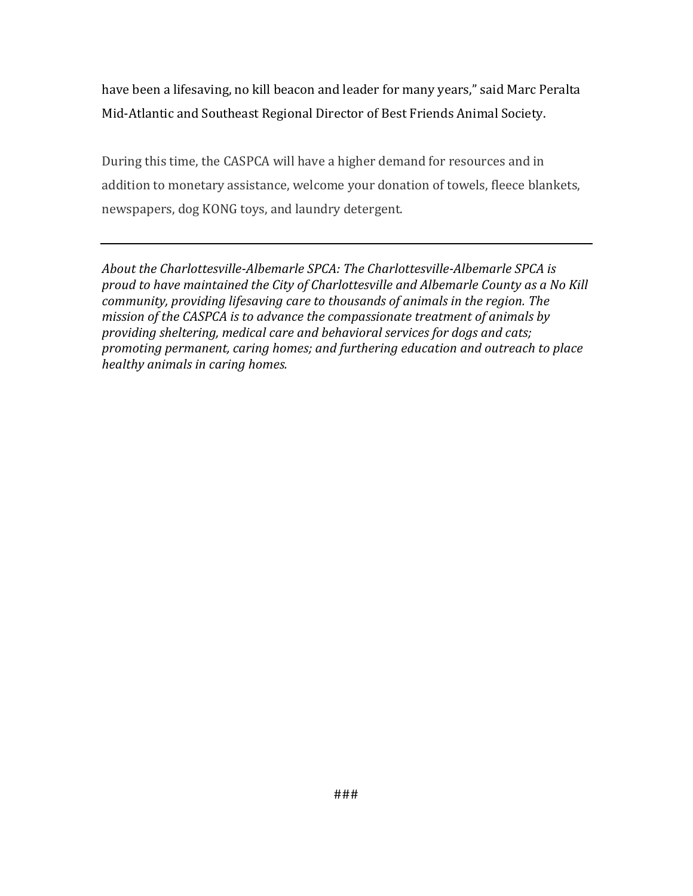have been a lifesaving, no kill beacon and leader for many years," said Marc Peralta Mid-Atlantic and Southeast Regional Director of Best Friends Animal Society.

During this time, the CASPCA will have a higher demand for resources and in addition to monetary assistance, welcome your donation of towels, fleece blankets, newspapers, dog KONG toys, and laundry detergent.

---

*About the Charlottesville-Albemarle SPCA: The Charlottesville-Albemarle SPCA is proud to have maintained the City of Charlottesville and Albemarle County as a No Kill community, providing lifesaving care to thousands of animals in the region. The mission of the CASPCA is to advance the compassionate treatment of animals by providing sheltering, medical care and behavioral services for dogs and cats; promoting permanent, caring homes; and furthering education and outreach to place healthy animals in caring homes.*

###